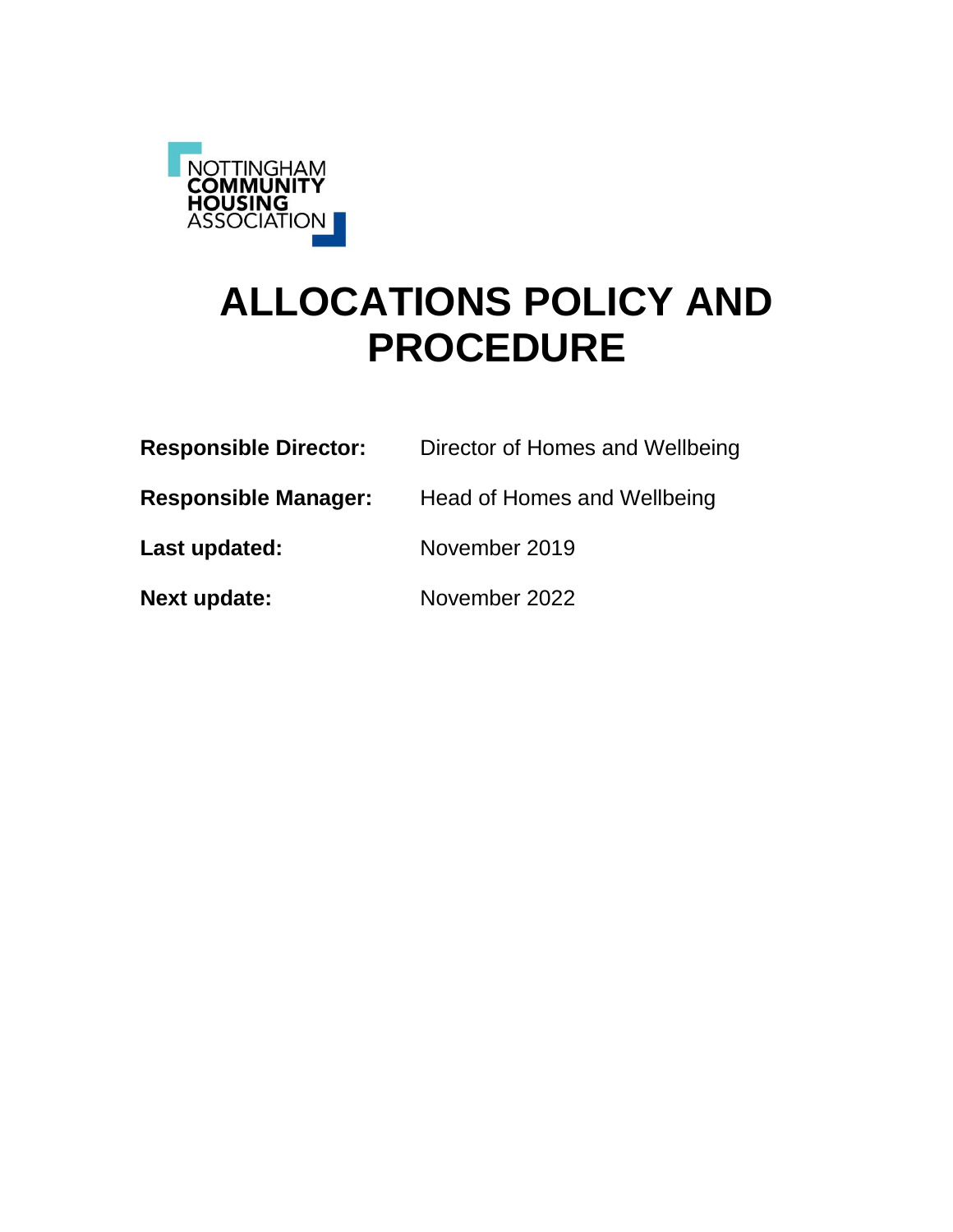NOTTINGHAM
COMMUNITY
HOUSING
ASSOCIATION

# ALLOCATIONS POLICY AND PROCEDURE

**Responsible Director:** Director of Homes and Wellbeing

**Responsible Manager:** Head of Homes and Wellbeing

**Last updated:** November 2019

**Next update:** November 2022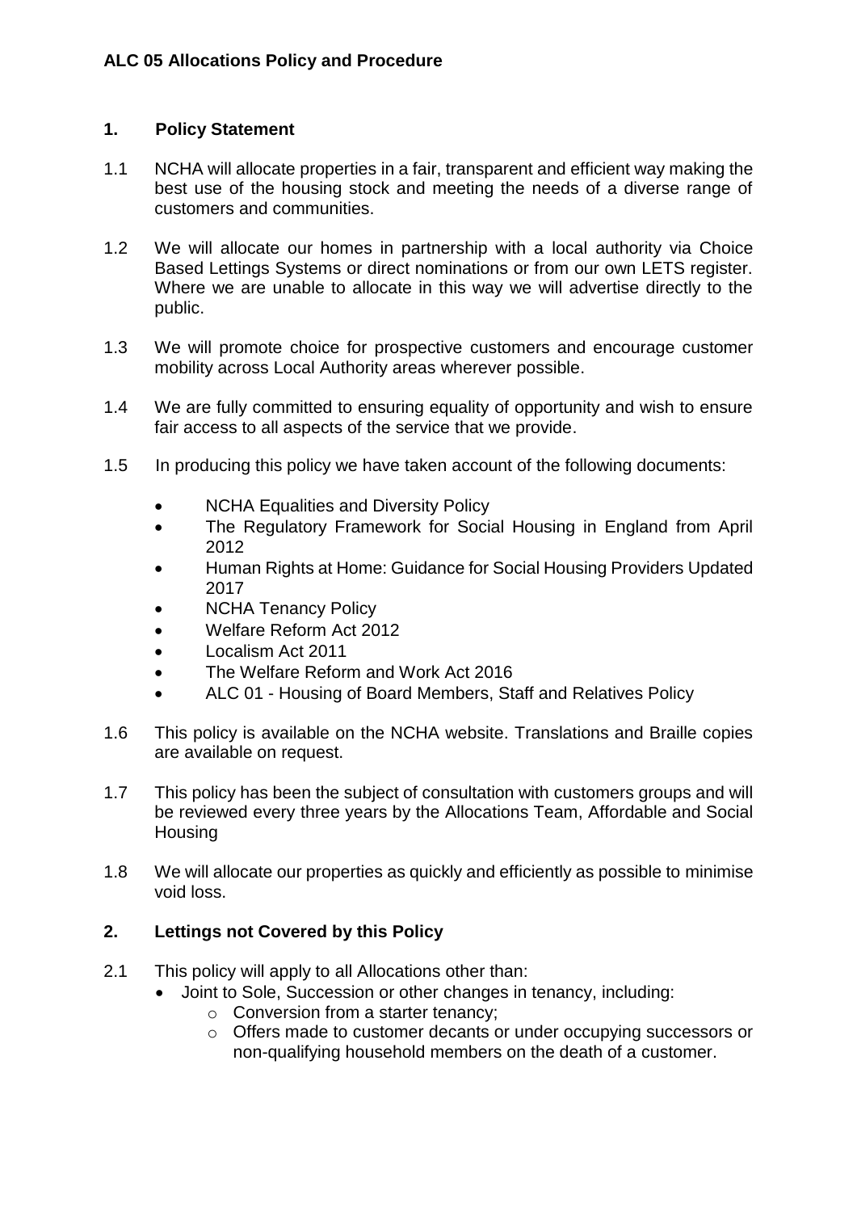**ALC 05 Allocations Policy and Procedure**

## 1. Policy Statement

1.1 NCHA will allocate properties in a fair, transparent and efficient way making the best use of the housing stock and meeting the needs of a diverse range of customers and communities.

1.2 We will allocate our homes in partnership with a local authority via Choice Based Lettings Systems or direct nominations or from our own LETS register. Where we are unable to allocate in this way we will advertise directly to the public.

1.3 We will promote choice for prospective customers and encourage customer mobility across Local Authority areas wherever possible.

1.4 We are fully committed to ensuring equality of opportunity and wish to ensure fair access to all aspects of the service that we provide.

1.5 In producing this policy we have taken account of the following documents:

- NCHA Equalities and Diversity Policy
- The Regulatory Framework for Social Housing in England from April 2012
- Human Rights at Home: Guidance for Social Housing Providers Updated 2017
- NCHA Tenancy Policy
- Welfare Reform Act 2012
- Localism Act 2011
- The Welfare Reform and Work Act 2016
- ALC 01 - Housing of Board Members, Staff and Relatives Policy

1.6 This policy is available on the NCHA website. Translations and Braille copies are available on request.

1.7 This policy has been the subject of consultation with customers groups and will be reviewed every three years by the Allocations Team, Affordable and Social Housing

1.8 We will allocate our properties as quickly and efficiently as possible to minimise void loss.

## 2. Lettings not Covered by this Policy

2.1 This policy will apply to all Allocations other than:

- Joint to Sole, Succession or other changes in tenancy, including:
  - Conversion from a starter tenancy;
  - Offers made to customer decants or under occupying successors or non-qualifying household members on the death of a customer.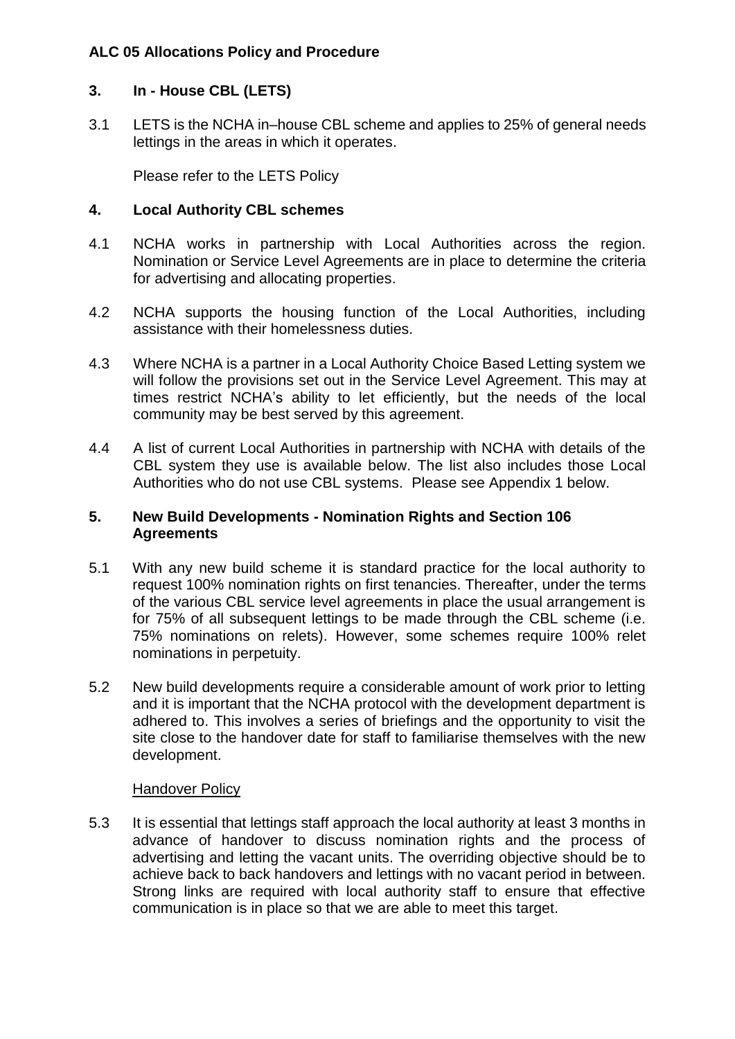**ALC 05 Allocations Policy and Procedure**

## 3. In - House CBL (LETS)

3.1 LETS is the NCHA in–house CBL scheme and applies to 25% of general needs lettings in the areas in which it operates.

Please refer to the LETS Policy

## 4. Local Authority CBL schemes

4.1 NCHA works in partnership with Local Authorities across the region. Nomination or Service Level Agreements are in place to determine the criteria for advertising and allocating properties.

4.2 NCHA supports the housing function of the Local Authorities, including assistance with their homelessness duties.

4.3 Where NCHA is a partner in a Local Authority Choice Based Letting system we will follow the provisions set out in the Service Level Agreement. This may at times restrict NCHA's ability to let efficiently, but the needs of the local community may be best served by this agreement.

4.4 A list of current Local Authorities in partnership with NCHA with details of the CBL system they use is available below. The list also includes those Local Authorities who do not use CBL systems. Please see Appendix 1 below.

## 5. New Build Developments - Nomination Rights and Section 106 Agreements

5.1 With any new build scheme it is standard practice for the local authority to request 100% nomination rights on first tenancies. Thereafter, under the terms of the various CBL service level agreements in place the usual arrangement is for 75% of all subsequent lettings to be made through the CBL scheme (i.e. 75% nominations on relets). However, some schemes require 100% relet nominations in perpetuity.

5.2 New build developments require a considerable amount of work prior to letting and it is important that the NCHA protocol with the development department is adhered to. This involves a series of briefings and the opportunity to visit the site close to the handover date for staff to familiarise themselves with the new development.

Handover Policy

5.3 It is essential that lettings staff approach the local authority at least 3 months in advance of handover to discuss nomination rights and the process of advertising and letting the vacant units. The overriding objective should be to achieve back to back handovers and lettings with no vacant period in between. Strong links are required with local authority staff to ensure that effective communication is in place so that we are able to meet this target.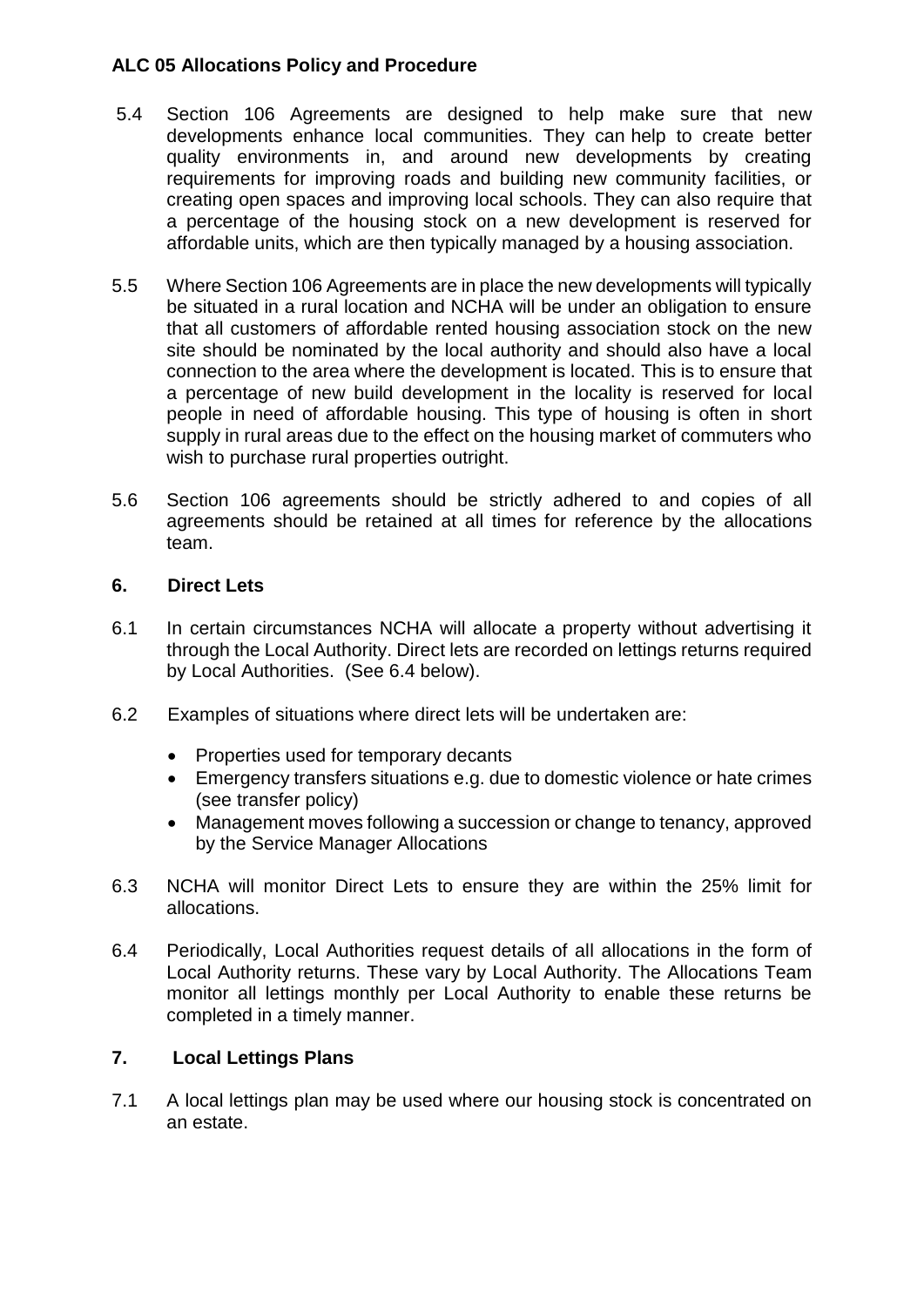5.4 Section 106 Agreements are designed to help make sure that new developments enhance local communities. They can help to create better quality environments in, and around new developments by creating requirements for improving roads and building new community facilities, or creating open spaces and improving local schools. They can also require that a percentage of the housing stock on a new development is reserved for affordable units, which are then typically managed by a housing association.

5.5 Where Section 106 Agreements are in place the new developments will typically be situated in a rural location and NCHA will be under an obligation to ensure that all customers of affordable rented housing association stock on the new site should be nominated by the local authority and should also have a local connection to the area where the development is located. This is to ensure that a percentage of new build development in the locality is reserved for local people in need of affordable housing. This type of housing is often in short supply in rural areas due to the effect on the housing market of commuters who wish to purchase rural properties outright.

5.6 Section 106 agreements should be strictly adhered to and copies of all agreements should be retained at all times for reference by the allocations team.

## 6. Direct Lets

6.1 In certain circumstances NCHA will allocate a property without advertising it through the Local Authority. Direct lets are recorded on lettings returns required by Local Authorities. (See 6.4 below).

6.2 Examples of situations where direct lets will be undertaken are:

- Properties used for temporary decants
- Emergency transfers situations e.g. due to domestic violence or hate crimes (see transfer policy)
- Management moves following a succession or change to tenancy, approved by the Service Manager Allocations

6.3 NCHA will monitor Direct Lets to ensure they are within the 25% limit for allocations.

6.4 Periodically, Local Authorities request details of all allocations in the form of Local Authority returns. These vary by Local Authority. The Allocations Team monitor all lettings monthly per Local Authority to enable these returns be completed in a timely manner.

## 7. Local Lettings Plans

7.1 A local lettings plan may be used where our housing stock is concentrated on an estate.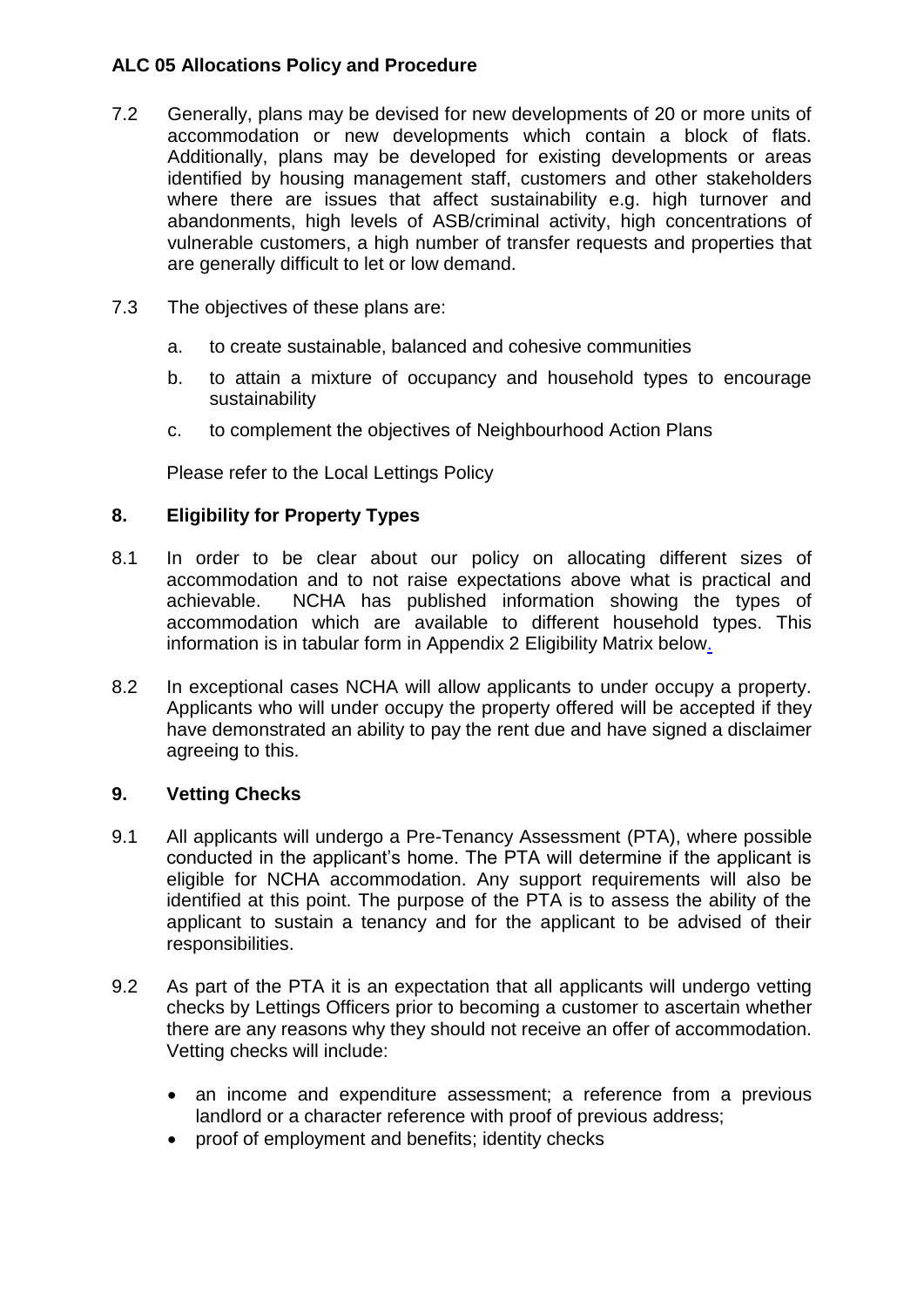7.2 Generally, plans may be devised for new developments of 20 or more units of accommodation or new developments which contain a block of flats. Additionally, plans may be developed for existing developments or areas identified by housing management staff, customers and other stakeholders where there are issues that affect sustainability e.g. high turnover and abandonments, high levels of ASB/criminal activity, high concentrations of vulnerable customers, a high number of transfer requests and properties that are generally difficult to let or low demand.

7.3 The objectives of these plans are:

   a. to create sustainable, balanced and cohesive communities

   b. to attain a mixture of occupancy and household types to encourage sustainability

   c. to complement the objectives of Neighbourhood Action Plans

   Please refer to the Local Lettings Policy

## 8. Eligibility for Property Types

8.1 In order to be clear about our policy on allocating different sizes of accommodation and to not raise expectations above what is practical and achievable. NCHA has published information showing the types of accommodation which are available to different household types. This information is in tabular form in Appendix 2 Eligibility Matrix below.

8.2 In exceptional cases NCHA will allow applicants to under occupy a property. Applicants who will under occupy the property offered will be accepted if they have demonstrated an ability to pay the rent due and have signed a disclaimer agreeing to this.

## 9. Vetting Checks

9.1 All applicants will undergo a Pre-Tenancy Assessment (PTA), where possible conducted in the applicant's home. The PTA will determine if the applicant is eligible for NCHA accommodation. Any support requirements will also be identified at this point. The purpose of the PTA is to assess the ability of the applicant to sustain a tenancy and for the applicant to be advised of their responsibilities.

9.2 As part of the PTA it is an expectation that all applicants will undergo vetting checks by Lettings Officers prior to becoming a customer to ascertain whether there are any reasons why they should not receive an offer of accommodation. Vetting checks will include:

- an income and expenditure assessment; a reference from a previous landlord or a character reference with proof of previous address;
- proof of employment and benefits; identity checks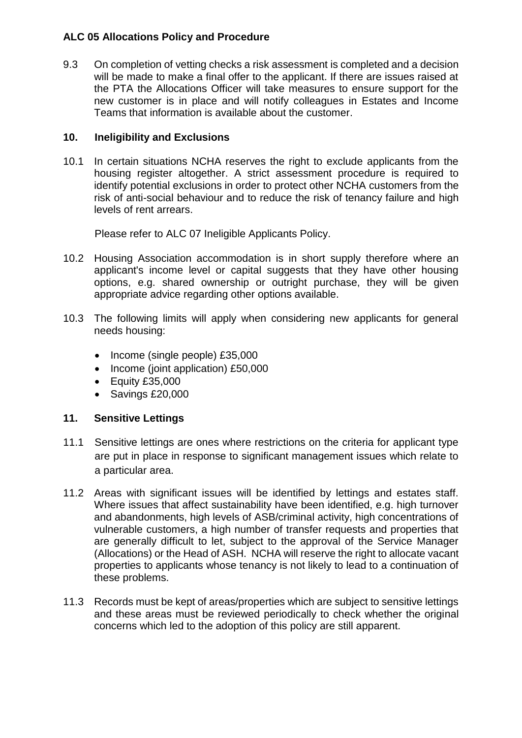9.3 On completion of vetting checks a risk assessment is completed and a decision will be made to make a final offer to the applicant. If there are issues raised at the PTA the Allocations Officer will take measures to ensure support for the new customer is in place and will notify colleagues in Estates and Income Teams that information is available about the customer.

## 10. Ineligibility and Exclusions

10.1 In certain situations NCHA reserves the right to exclude applicants from the housing register altogether. A strict assessment procedure is required to identify potential exclusions in order to protect other NCHA customers from the risk of anti-social behaviour and to reduce the risk of tenancy failure and high levels of rent arrears.

Please refer to ALC 07 Ineligible Applicants Policy.

10.2 Housing Association accommodation is in short supply therefore where an applicant's income level or capital suggests that they have other housing options, e.g. shared ownership or outright purchase, they will be given appropriate advice regarding other options available.

10.3 The following limits will apply when considering new applicants for general needs housing:

- Income (single people) £35,000
- Income (joint application) £50,000
- Equity £35,000
- Savings £20,000

## 11. Sensitive Lettings

11.1 Sensitive lettings are ones where restrictions on the criteria for applicant type are put in place in response to significant management issues which relate to a particular area.

11.2 Areas with significant issues will be identified by lettings and estates staff. Where issues that affect sustainability have been identified, e.g. high turnover and abandonments, high levels of ASB/criminal activity, high concentrations of vulnerable customers, a high number of transfer requests and properties that are generally difficult to let, subject to the approval of the Service Manager (Allocations) or the Head of ASH. NCHA will reserve the right to allocate vacant properties to applicants whose tenancy is not likely to lead to a continuation of these problems.

11.3 Records must be kept of areas/properties which are subject to sensitive lettings and these areas must be reviewed periodically to check whether the original concerns which led to the adoption of this policy are still apparent.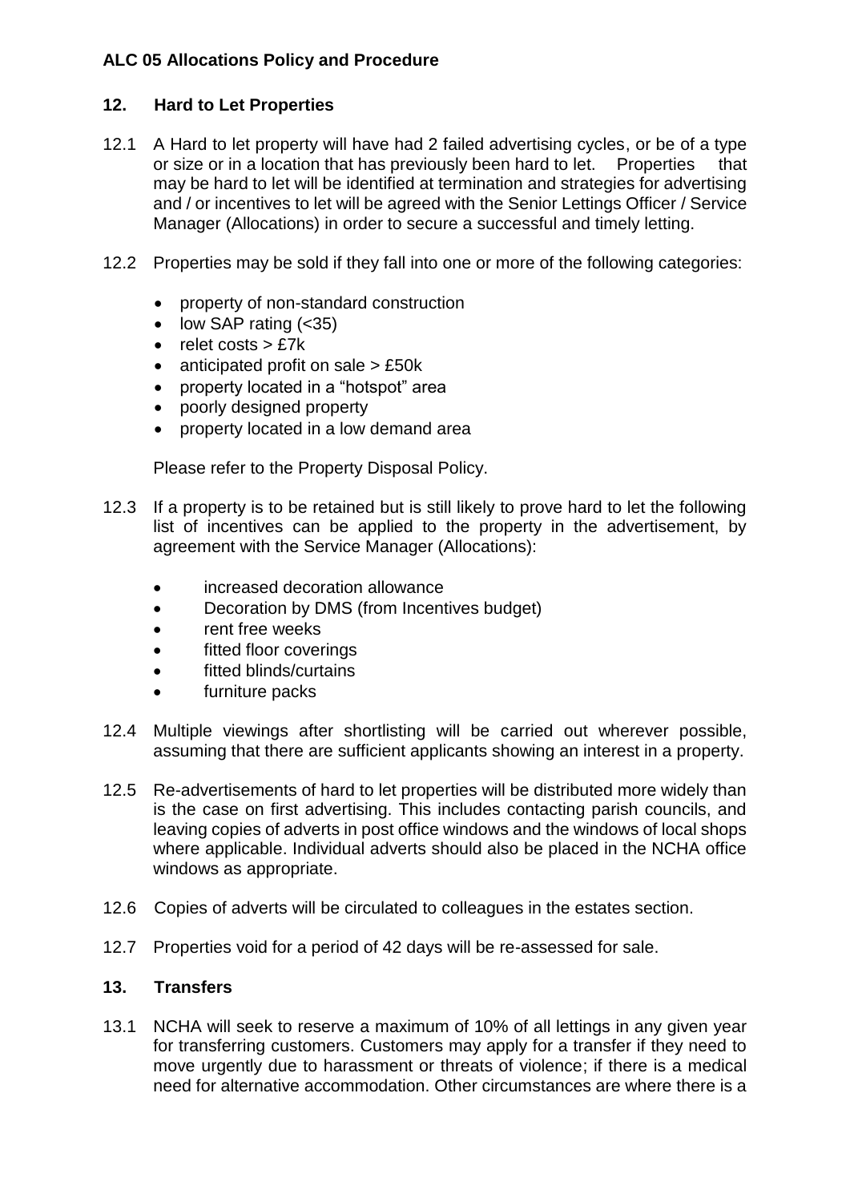**ALC 05 Allocations Policy and Procedure**

## 12. Hard to Let Properties

12.1 A Hard to let property will have had 2 failed advertising cycles, or be of a type or size or in a location that has previously been hard to let. Properties that may be hard to let will be identified at termination and strategies for advertising and / or incentives to let will be agreed with the Senior Lettings Officer / Service Manager (Allocations) in order to secure a successful and timely letting.

12.2 Properties may be sold if they fall into one or more of the following categories:

- property of non-standard construction
- low SAP rating (<35)
- relet costs > £7k
- anticipated profit on sale > £50k
- property located in a "hotspot" area
- poorly designed property
- property located in a low demand area

Please refer to the Property Disposal Policy.

12.3 If a property is to be retained but is still likely to prove hard to let the following list of incentives can be applied to the property in the advertisement, by agreement with the Service Manager (Allocations):

- increased decoration allowance
- Decoration by DMS (from Incentives budget)
- rent free weeks
- fitted floor coverings
- fitted blinds/curtains
- furniture packs

12.4 Multiple viewings after shortlisting will be carried out wherever possible, assuming that there are sufficient applicants showing an interest in a property.

12.5 Re-advertisements of hard to let properties will be distributed more widely than is the case on first advertising. This includes contacting parish councils, and leaving copies of adverts in post office windows and the windows of local shops where applicable. Individual adverts should also be placed in the NCHA office windows as appropriate.

12.6 Copies of adverts will be circulated to colleagues in the estates section.

12.7 Properties void for a period of 42 days will be re-assessed for sale.

## 13. Transfers

13.1 NCHA will seek to reserve a maximum of 10% of all lettings in any given year for transferring customers. Customers may apply for a transfer if they need to move urgently due to harassment or threats of violence; if there is a medical need for alternative accommodation. Other circumstances are where there is a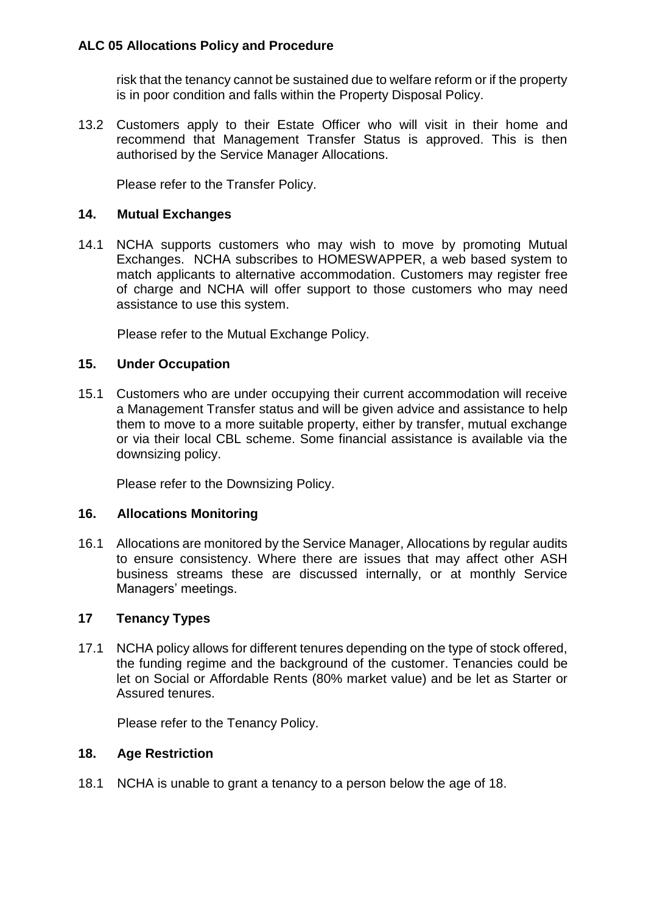risk that the tenancy cannot be sustained due to welfare reform or if the property is in poor condition and falls within the Property Disposal Policy.

13.2 Customers apply to their Estate Officer who will visit in their home and recommend that Management Transfer Status is approved. This is then authorised by the Service Manager Allocations.

Please refer to the Transfer Policy.

## 14. Mutual Exchanges

14.1 NCHA supports customers who may wish to move by promoting Mutual Exchanges. NCHA subscribes to HOMESWAPPER, a web based system to match applicants to alternative accommodation. Customers may register free of charge and NCHA will offer support to those customers who may need assistance to use this system.

Please refer to the Mutual Exchange Policy.

## 15. Under Occupation

15.1 Customers who are under occupying their current accommodation will receive a Management Transfer status and will be given advice and assistance to help them to move to a more suitable property, either by transfer, mutual exchange or via their local CBL scheme. Some financial assistance is available via the downsizing policy.

Please refer to the Downsizing Policy.

## 16. Allocations Monitoring

16.1 Allocations are monitored by the Service Manager, Allocations by regular audits to ensure consistency. Where there are issues that may affect other ASH business streams these are discussed internally, or at monthly Service Managers' meetings.

## 17 Tenancy Types

17.1 NCHA policy allows for different tenures depending on the type of stock offered, the funding regime and the background of the customer. Tenancies could be let on Social or Affordable Rents (80% market value) and be let as Starter or Assured tenures.

Please refer to the Tenancy Policy.

## 18. Age Restriction

18.1 NCHA is unable to grant a tenancy to a person below the age of 18.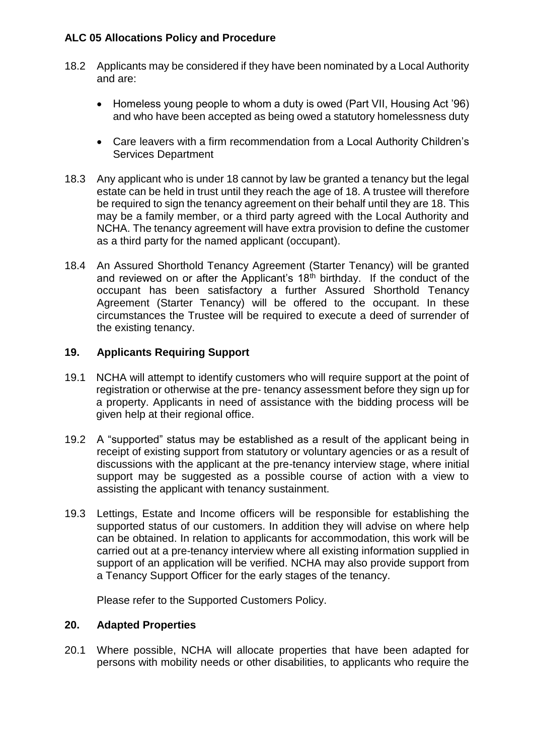18.2 Applicants may be considered if they have been nominated by a Local Authority and are:

- Homeless young people to whom a duty is owed (Part VII, Housing Act '96) and who have been accepted as being owed a statutory homelessness duty
- Care leavers with a firm recommendation from a Local Authority Children's Services Department

18.3 Any applicant who is under 18 cannot by law be granted a tenancy but the legal estate can be held in trust until they reach the age of 18. A trustee will therefore be required to sign the tenancy agreement on their behalf until they are 18. This may be a family member, or a third party agreed with the Local Authority and NCHA. The tenancy agreement will have extra provision to define the customer as a third party for the named applicant (occupant).

18.4 An Assured Shorthold Tenancy Agreement (Starter Tenancy) will be granted and reviewed on or after the Applicant's 18th birthday. If the conduct of the occupant has been satisfactory a further Assured Shorthold Tenancy Agreement (Starter Tenancy) will be offered to the occupant. In these circumstances the Trustee will be required to execute a deed of surrender of the existing tenancy.

## 19. Applicants Requiring Support

19.1 NCHA will attempt to identify customers who will require support at the point of registration or otherwise at the pre- tenancy assessment before they sign up for a property. Applicants in need of assistance with the bidding process will be given help at their regional office.

19.2 A "supported" status may be established as a result of the applicant being in receipt of existing support from statutory or voluntary agencies or as a result of discussions with the applicant at the pre-tenancy interview stage, where initial support may be suggested as a possible course of action with a view to assisting the applicant with tenancy sustainment.

19.3 Lettings, Estate and Income officers will be responsible for establishing the supported status of our customers. In addition they will advise on where help can be obtained. In relation to applicants for accommodation, this work will be carried out at a pre-tenancy interview where all existing information supplied in support of an application will be verified. NCHA may also provide support from a Tenancy Support Officer for the early stages of the tenancy.

Please refer to the Supported Customers Policy.

## 20. Adapted Properties

20.1 Where possible, NCHA will allocate properties that have been adapted for persons with mobility needs or other disabilities, to applicants who require the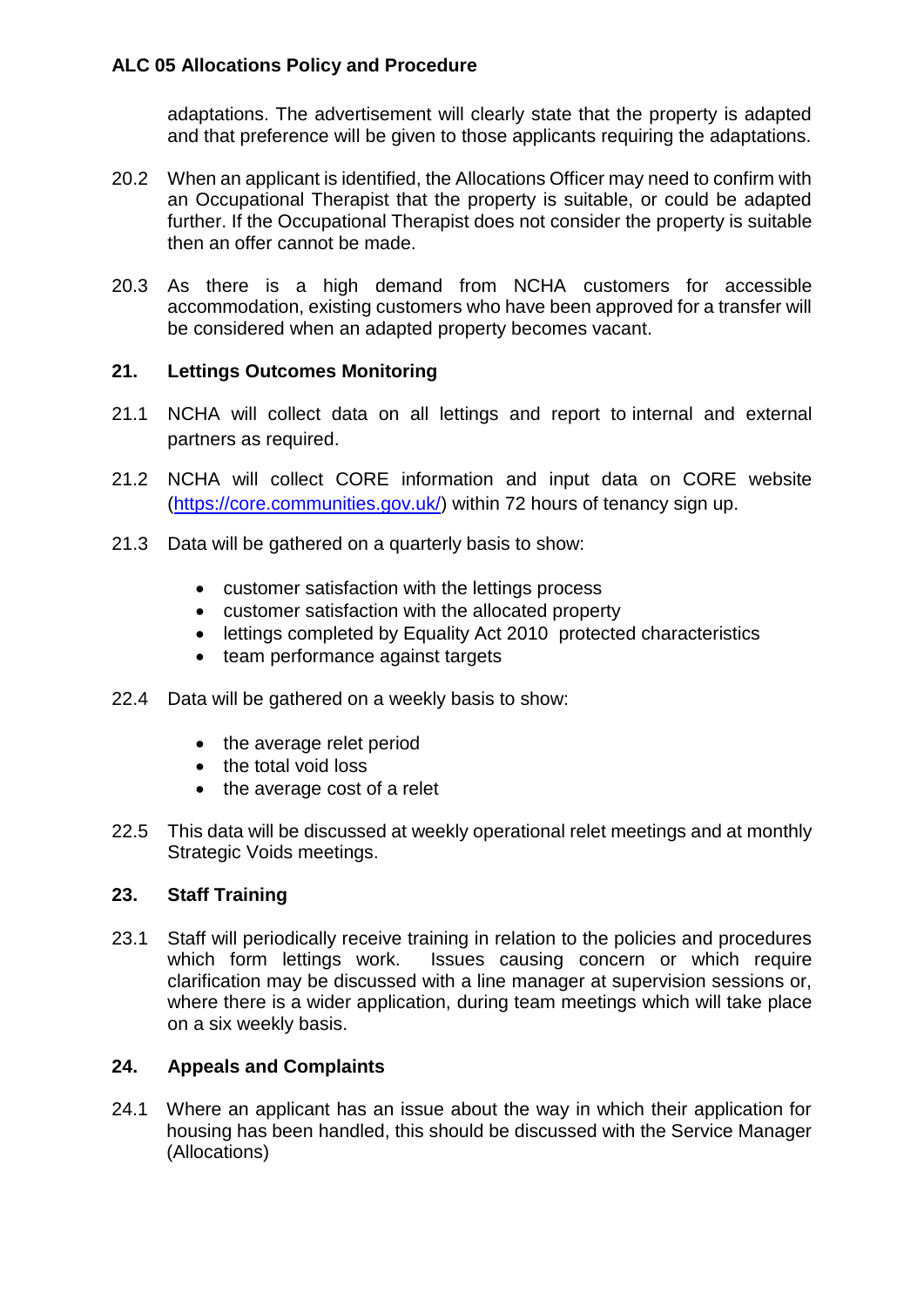adaptations. The advertisement will clearly state that the property is adapted and that preference will be given to those applicants requiring the adaptations.

20.2 When an applicant is identified, the Allocations Officer may need to confirm with an Occupational Therapist that the property is suitable, or could be adapted further. If the Occupational Therapist does not consider the property is suitable then an offer cannot be made.

20.3 As there is a high demand from NCHA customers for accessible accommodation, existing customers who have been approved for a transfer will be considered when an adapted property becomes vacant.

## 21. Lettings Outcomes Monitoring

21.1 NCHA will collect data on all lettings and report to internal and external partners as required.

21.2 NCHA will collect CORE information and input data on CORE website (https://core.communities.gov.uk/) within 72 hours of tenancy sign up.

21.3 Data will be gathered on a quarterly basis to show:

- customer satisfaction with the lettings process
- customer satisfaction with the allocated property
- lettings completed by Equality Act 2010 protected characteristics
- team performance against targets

22.4 Data will be gathered on a weekly basis to show:

- the average relet period
- the total void loss
- the average cost of a relet

22.5 This data will be discussed at weekly operational relet meetings and at monthly Strategic Voids meetings.

## 23. Staff Training

23.1 Staff will periodically receive training in relation to the policies and procedures which form lettings work. Issues causing concern or which require clarification may be discussed with a line manager at supervision sessions or, where there is a wider application, during team meetings which will take place on a six weekly basis.

## 24. Appeals and Complaints

24.1 Where an applicant has an issue about the way in which their application for housing has been handled, this should be discussed with the Service Manager (Allocations)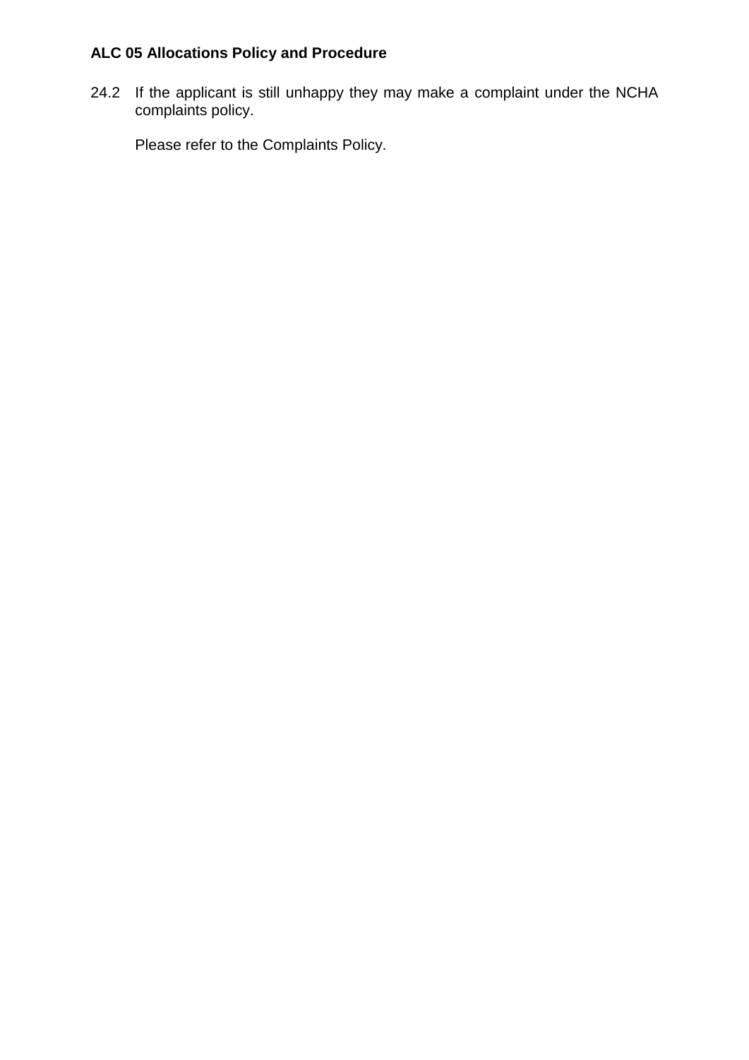24.2 If the applicant is still unhappy they may make a complaint under the NCHA complaints policy.

Please refer to the Complaints Policy.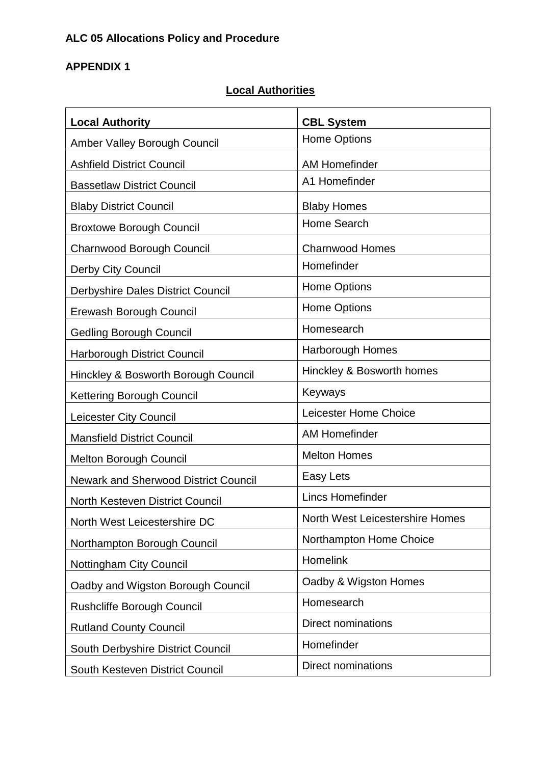**ALC 05 Allocations Policy and Procedure**

**APPENDIX 1**

**Local Authorities**

| **Local Authority** | **CBL System** |
|---|---|
| Amber Valley Borough Council | Home Options |
| Ashfield District Council | AM Homefinder |
| Bassetlaw District Council | A1 Homefinder |
| Blaby District Council | Blaby Homes |
| Broxtowe Borough Council | Home Search |
| Charnwood Borough Council | Charnwood Homes |
| Derby City Council | Homefinder |
| Derbyshire Dales District Council | Home Options |
| Erewash Borough Council | Home Options |
| Gedling Borough Council | Homesearch |
| Harborough District Council | Harborough Homes |
| Hinckley & Bosworth Borough Council | Hinckley & Bosworth homes |
| Kettering Borough Council | Keyways |
| Leicester City Council | Leicester Home Choice |
| Mansfield District Council | AM Homefinder |
| Melton Borough Council | Melton Homes |
| Newark and Sherwood District Council | Easy Lets |
| North Kesteven District Council | Lincs Homefinder |
| North West Leicestershire DC | North West Leicestershire Homes |
| Northampton Borough Council | Northampton Home Choice |
| Nottingham City Council | Homelink |
| Oadby and Wigston Borough Council | Oadby & Wigston Homes |
| Rushcliffe Borough Council | Homesearch |
| Rutland County Council | Direct nominations |
| South Derbyshire District Council | Homefinder |
| South Kesteven District Council | Direct nominations |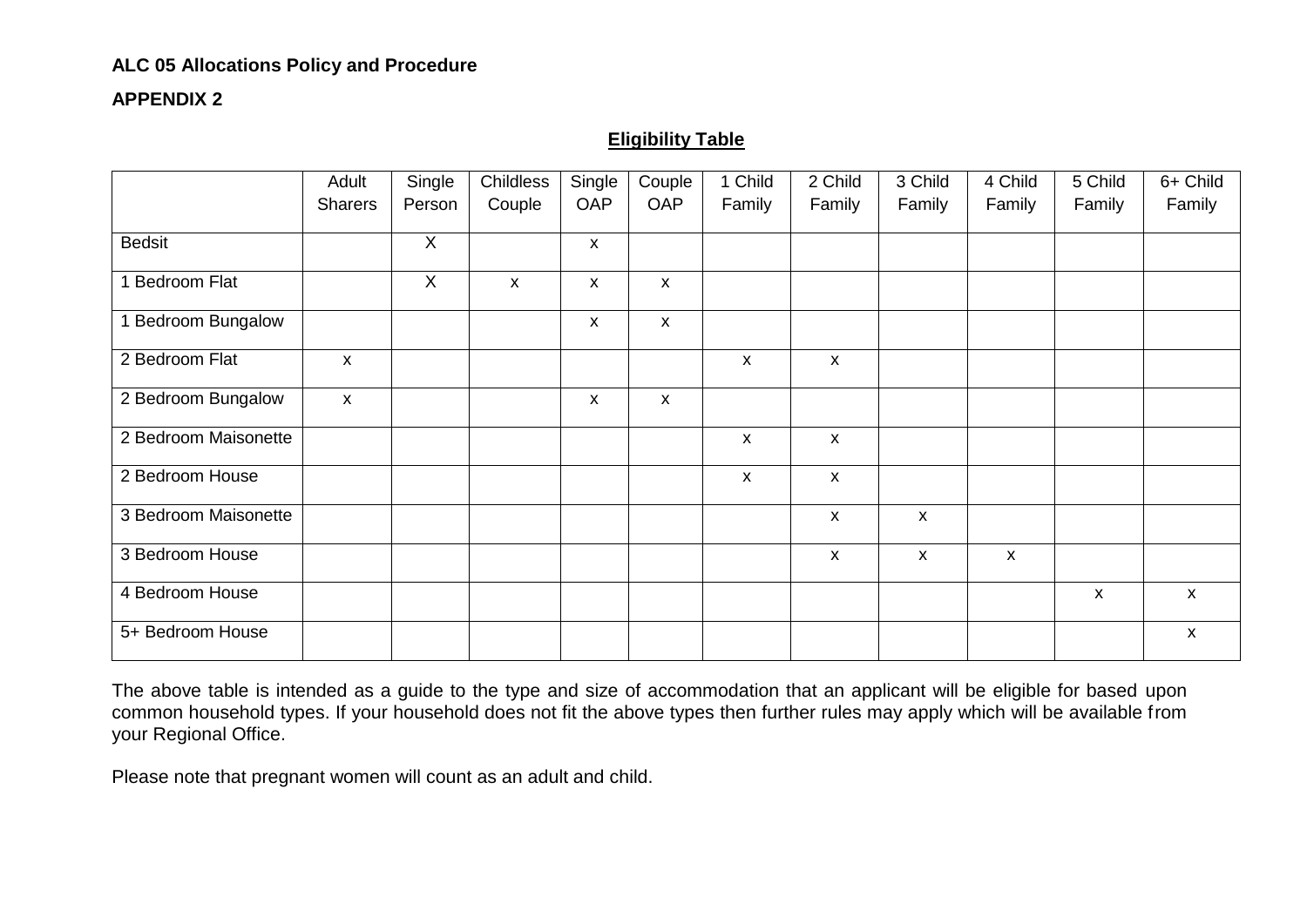**ALC 05 Allocations Policy and Procedure**

**APPENDIX 2**

**Eligibility Table**

| | Adult Sharers | Single Person | Childless Couple | Single OAP | Couple OAP | 1 Child Family | 2 Child Family | 3 Child Family | 4 Child Family | 5 Child Family | 6+ Child Family |
|---|---|---|---|---|---|---|---|---|---|---|---|
| Bedsit | | X | | x | | | | | | | |
| 1 Bedroom Flat | | X | x | x | x | | | | | | |
| 1 Bedroom Bungalow | | | | x | x | | | | | | |
| 2 Bedroom Flat | x | | | | | x | x | | | | |
| 2 Bedroom Bungalow | x | | | x | x | | | | | | |
| 2 Bedroom Maisonette | | | | | | x | x | | | | |
| 2 Bedroom House | | | | | | x | x | | | | |
| 3 Bedroom Maisonette | | | | | | | x | x | | | |
| 3 Bedroom House | | | | | | | x | x | x | | |
| 4 Bedroom House | | | | | | | | | | x | x |
| 5+ Bedroom House | | | | | | | | | | | x |

The above table is intended as a guide to the type and size of accommodation that an applicant will be eligible for based upon common household types. If your household does not fit the above types then further rules may apply which will be available from your Regional Office.

Please note that pregnant women will count as an adult and child.